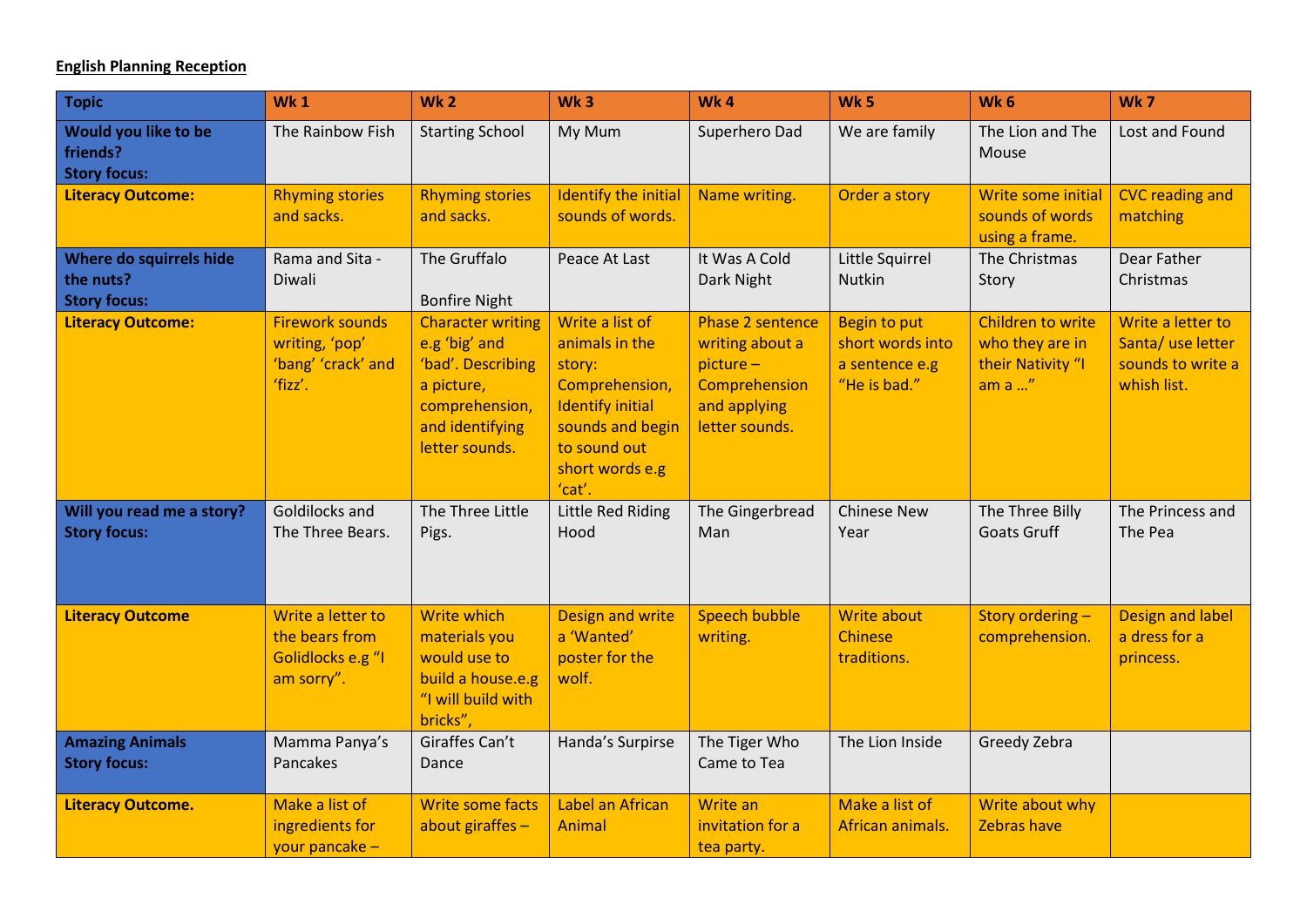**English Planning Reception**

| Topic | Wk 1 | Wk 2 | Wk 3 | Wk 4 | Wk 5 | Wk 6 | Wk 7 |
|---|---|---|---|---|---|---|---|
| **Would you like to be friends? Story focus:** | The Rainbow Fish | Starting School | My Mum | Superhero Dad | We are family | The Lion and The Mouse | Lost and Found |
| **Literacy Outcome:** | Rhyming stories and sacks. | Rhyming stories and sacks. | Identify the initial sounds of words. | Name writing. | Order a story | Write some initial sounds of words using a frame. | CVC reading and matching |
| **Where do squirrels hide the nuts? Story focus:** | Rama and Sita - Diwali | The Gruffalo<br><br>Bonfire Night | Peace At Last | It Was A Cold Dark Night | Little Squirrel Nutkin | The Christmas Story | Dear Father Christmas |
| **Literacy Outcome:** | Firework sounds writing, 'pop' 'bang' 'crack' and 'fizz'. | Character writing e.g 'big' and 'bad'. Describing a picture, comprehension, and identifying letter sounds. | Write a list of animals in the story: Comprehension, Identify initial sounds and begin to sound out short words e.g 'cat'. | Phase 2 sentence writing about a picture – Comprehension and applying letter sounds. | Begin to put short words into a sentence e.g "He is bad." | Children to write who they are in their Nativity "I am a …" | Write a letter to Santa/ use letter sounds to write a whish list. |
| **Will you read me a story? Story focus:** | Goldilocks and The Three Bears. | The Three Little Pigs. | Little Red Riding Hood | The Gingerbread Man | Chinese New Year | The Three Billy Goats Gruff | The Princess and The Pea |
| **Literacy Outcome** | Write a letter to the bears from Golidlocks e.g "I am sorry". | Write which materials you would use to build a house.e.g "I will build with bricks", | Design and write a 'Wanted' poster for the wolf. | Speech bubble writing. | Write about Chinese traditions. | Story ordering – comprehension. | Design and label a dress for a princess. |
| **Amazing Animals Story focus:** | Mamma Panya's Pancakes | Giraffes Can't Dance | Handa's Surpirse | The Tiger Who Came to Tea | The Lion Inside | Greedy Zebra | |
| **Literacy Outcome.** | Make a list of ingredients for your pancake – | Write some facts about giraffes – | Label an African Animal | Write an invitation for a tea party. | Make a list of African animals. | Write about why Zebras have | |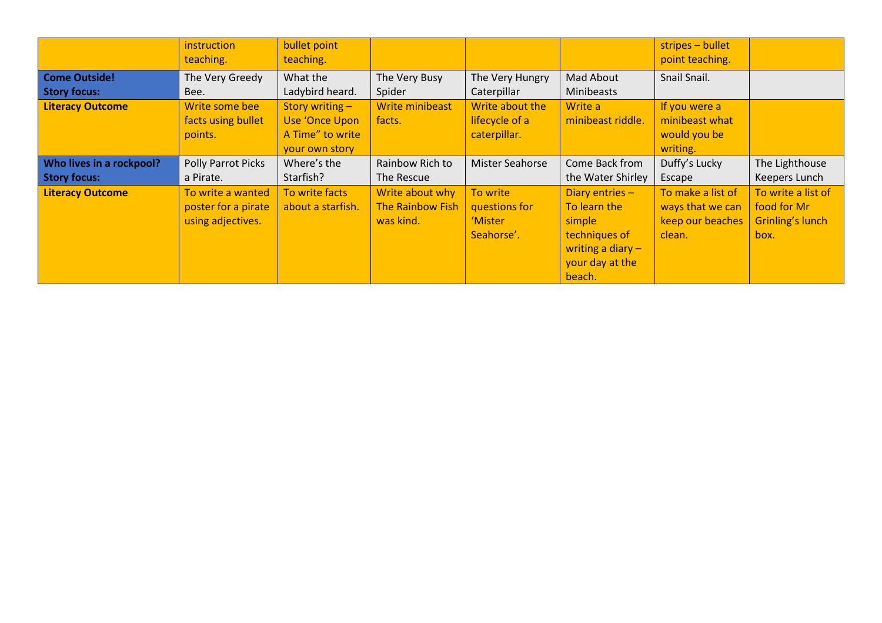| | | | | | | | |
|---|---|---|---|---|---|---|---|
| | instruction teaching. | bullet point teaching. | | | | stripes – bullet point teaching. | |
| **Come Outside! Story focus:** | The Very Greedy Bee. | What the Ladybird heard. | The Very Busy Spider | The Very Hungry Caterpillar | Mad About Minibeasts | Snail Snail. | |
| **Literacy Outcome** | Write some bee facts using bullet points. | Story writing – Use 'Once Upon A Time" to write your own story | Write minibeast facts. | Write about the lifecycle of a caterpillar. | Write a minibeast riddle. | If you were a minibeast what would you be writing. | |
| **Who lives in a rockpool? Story focus:** | Polly Parrot Picks a Pirate. | Where's the Starfish? | Rainbow Rich to The Rescue | Mister Seahorse | Come Back from the Water Shirley | Duffy's Lucky Escape | The Lighthouse Keepers Lunch |
| **Literacy Outcome** | To write a wanted poster for a pirate using adjectives. | To write facts about a starfish. | Write about why The Rainbow Fish was kind. | To write questions for 'Mister Seahorse'. | Diary entries – To learn the simple techniques of writing a diary – your day at the beach. | To make a list of ways that we can keep our beaches clean. | To write a list of food for Mr Grinling's lunch box. |